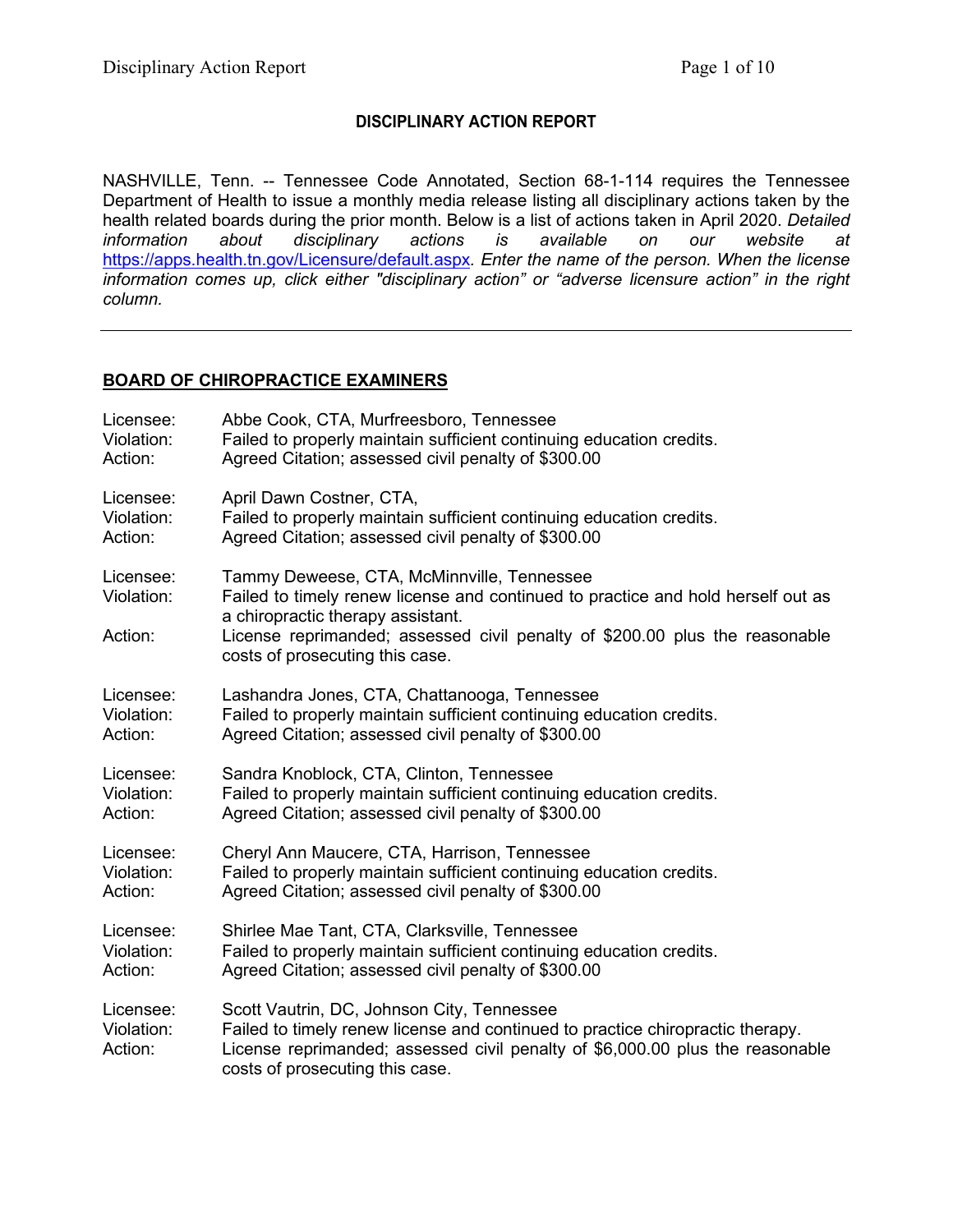**DISCIPLINARY ACTION REPORT**

NASHVILLE, Tenn. -- Tennessee Code Annotated, Section 68-1-114 requires the Tennessee Department of Health to issue a monthly media release listing all disciplinary actions taken by the health related boards during the prior month. Below is a list of actions taken in April 2020. *Detailed information about disciplinary actions is available on our website at* https://apps.health.tn.gov/Licensure/default.aspx*. Enter the name of the person. When the license information comes up, click either "disciplinary action" or "adverse licensure action" in the right column.*

---

## BOARD OF CHIROPRACTICE EXAMINERS

Licensee: Abbe Cook, CTA, Murfreesboro, Tennessee
Violation: Failed to properly maintain sufficient continuing education credits.
Action: Agreed Citation; assessed civil penalty of $300.00

Licensee: April Dawn Costner, CTA,
Violation: Failed to properly maintain sufficient continuing education credits.
Action: Agreed Citation; assessed civil penalty of $300.00

Licensee: Tammy Deweese, CTA, McMinnville, Tennessee
Violation: Failed to timely renew license and continued to practice and hold herself out as a chiropractic therapy assistant.
Action: License reprimanded; assessed civil penalty of $200.00 plus the reasonable costs of prosecuting this case.

Licensee: Lashandra Jones, CTA, Chattanooga, Tennessee
Violation: Failed to properly maintain sufficient continuing education credits.
Action: Agreed Citation; assessed civil penalty of $300.00

Licensee: Sandra Knoblock, CTA, Clinton, Tennessee
Violation: Failed to properly maintain sufficient continuing education credits.
Action: Agreed Citation; assessed civil penalty of $300.00

Licensee: Cheryl Ann Maucere, CTA, Harrison, Tennessee
Violation: Failed to properly maintain sufficient continuing education credits.
Action: Agreed Citation; assessed civil penalty of $300.00

Licensee: Shirlee Mae Tant, CTA, Clarksville, Tennessee
Violation: Failed to properly maintain sufficient continuing education credits.
Action: Agreed Citation; assessed civil penalty of $300.00

Licensee: Scott Vautrin, DC, Johnson City, Tennessee
Violation: Failed to timely renew license and continued to practice chiropractic therapy.
Action: License reprimanded; assessed civil penalty of $6,000.00 plus the reasonable costs of prosecuting this case.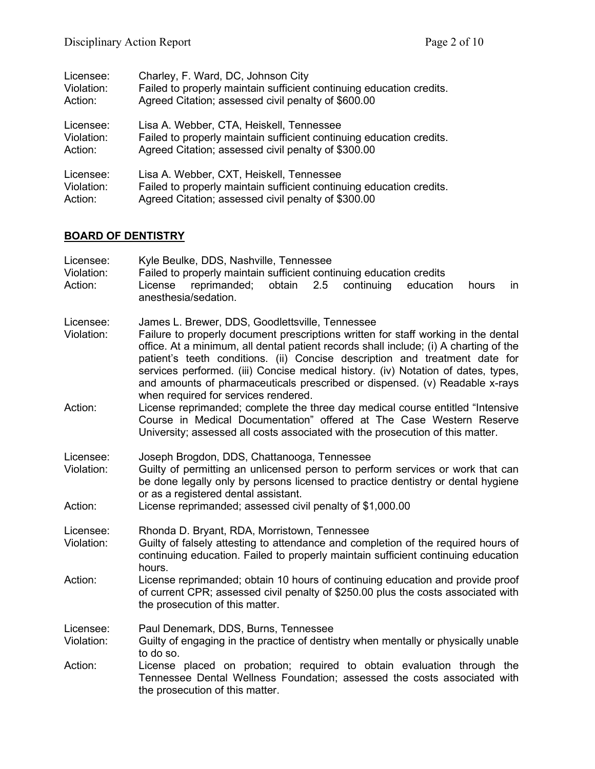Licensee: Charley, F. Ward, DC, Johnson City
Violation: Failed to properly maintain sufficient continuing education credits.
Action: Agreed Citation; assessed civil penalty of $600.00

Licensee: Lisa A. Webber, CTA, Heiskell, Tennessee
Violation: Failed to properly maintain sufficient continuing education credits.
Action: Agreed Citation; assessed civil penalty of $300.00

Licensee: Lisa A. Webber, CXT, Heiskell, Tennessee
Violation: Failed to properly maintain sufficient continuing education credits.
Action: Agreed Citation; assessed civil penalty of $300.00

## BOARD OF DENTISTRY

Licensee: Kyle Beulke, DDS, Nashville, Tennessee
Violation: Failed to properly maintain sufficient continuing education credits
Action: License reprimanded; obtain 2.5 continuing education hours in anesthesia/sedation.

Licensee: James L. Brewer, DDS, Goodlettsville, Tennessee
Violation: Failure to properly document prescriptions written for staff working in the dental office. At a minimum, all dental patient records shall include; (i) A charting of the patient's teeth conditions. (ii) Concise description and treatment date for services performed. (iii) Concise medical history. (iv) Notation of dates, types, and amounts of pharmaceuticals prescribed or dispensed. (v) Readable x-rays when required for services rendered.
Action: License reprimanded; complete the three day medical course entitled "Intensive Course in Medical Documentation" offered at The Case Western Reserve University; assessed all costs associated with the prosecution of this matter.

Licensee: Joseph Brogdon, DDS, Chattanooga, Tennessee
Violation: Guilty of permitting an unlicensed person to perform services or work that can be done legally only by persons licensed to practice dentistry or dental hygiene or as a registered dental assistant.
Action: License reprimanded; assessed civil penalty of $1,000.00

Licensee: Rhonda D. Bryant, RDA, Morristown, Tennessee
Violation: Guilty of falsely attesting to attendance and completion of the required hours of continuing education. Failed to properly maintain sufficient continuing education hours.
Action: License reprimanded; obtain 10 hours of continuing education and provide proof of current CPR; assessed civil penalty of $250.00 plus the costs associated with the prosecution of this matter.

Licensee: Paul Denemark, DDS, Burns, Tennessee
Violation: Guilty of engaging in the practice of dentistry when mentally or physically unable to do so.
Action: License placed on probation; required to obtain evaluation through the Tennessee Dental Wellness Foundation; assessed the costs associated with the prosecution of this matter.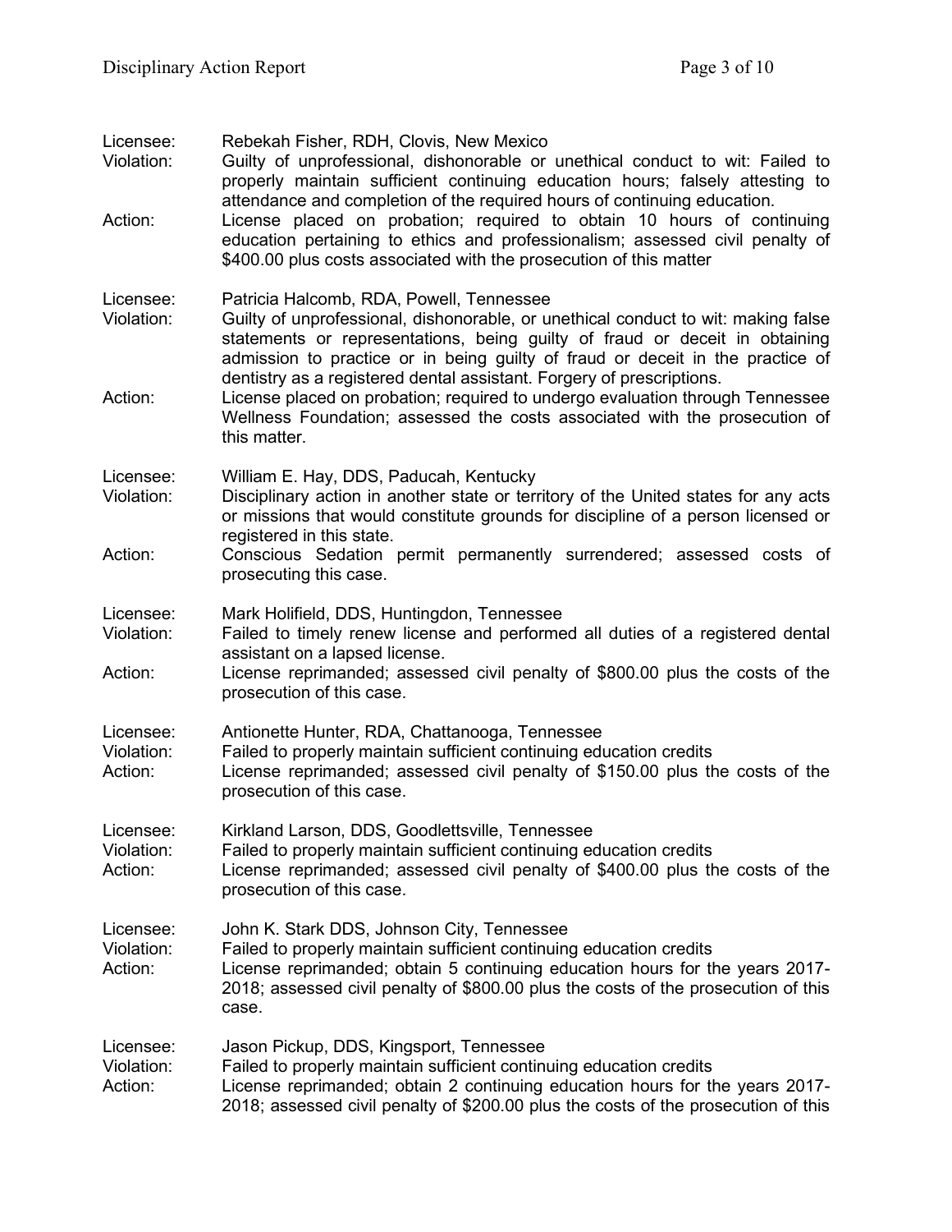Licensee: Rebekah Fisher, RDH, Clovis, New Mexico
Violation: Guilty of unprofessional, dishonorable or unethical conduct to wit: Failed to properly maintain sufficient continuing education hours; falsely attesting to attendance and completion of the required hours of continuing education.
Action: License placed on probation; required to obtain 10 hours of continuing education pertaining to ethics and professionalism; assessed civil penalty of $400.00 plus costs associated with the prosecution of this matter

Licensee: Patricia Halcomb, RDA, Powell, Tennessee
Violation: Guilty of unprofessional, dishonorable, or unethical conduct to wit: making false statements or representations, being guilty of fraud or deceit in obtaining admission to practice or in being guilty of fraud or deceit in the practice of dentistry as a registered dental assistant. Forgery of prescriptions.
Action: License placed on probation; required to undergo evaluation through Tennessee Wellness Foundation; assessed the costs associated with the prosecution of this matter.

Licensee: William E. Hay, DDS, Paducah, Kentucky
Violation: Disciplinary action in another state or territory of the United states for any acts or missions that would constitute grounds for discipline of a person licensed or registered in this state.
Action: Conscious Sedation permit permanently surrendered; assessed costs of prosecuting this case.

Licensee: Mark Holifield, DDS, Huntingdon, Tennessee
Violation: Failed to timely renew license and performed all duties of a registered dental assistant on a lapsed license.
Action: License reprimanded; assessed civil penalty of $800.00 plus the costs of the prosecution of this case.

Licensee: Antionette Hunter, RDA, Chattanooga, Tennessee
Violation: Failed to properly maintain sufficient continuing education credits
Action: License reprimanded; assessed civil penalty of $150.00 plus the costs of the prosecution of this case.

Licensee: Kirkland Larson, DDS, Goodlettsville, Tennessee
Violation: Failed to properly maintain sufficient continuing education credits
Action: License reprimanded; assessed civil penalty of $400.00 plus the costs of the prosecution of this case.

Licensee: John K. Stark DDS, Johnson City, Tennessee
Violation: Failed to properly maintain sufficient continuing education credits
Action: License reprimanded; obtain 5 continuing education hours for the years 2017-2018; assessed civil penalty of $800.00 plus the costs of the prosecution of this case.

Licensee: Jason Pickup, DDS, Kingsport, Tennessee
Violation: Failed to properly maintain sufficient continuing education credits
Action: License reprimanded; obtain 2 continuing education hours for the years 2017-2018; assessed civil penalty of $200.00 plus the costs of the prosecution of this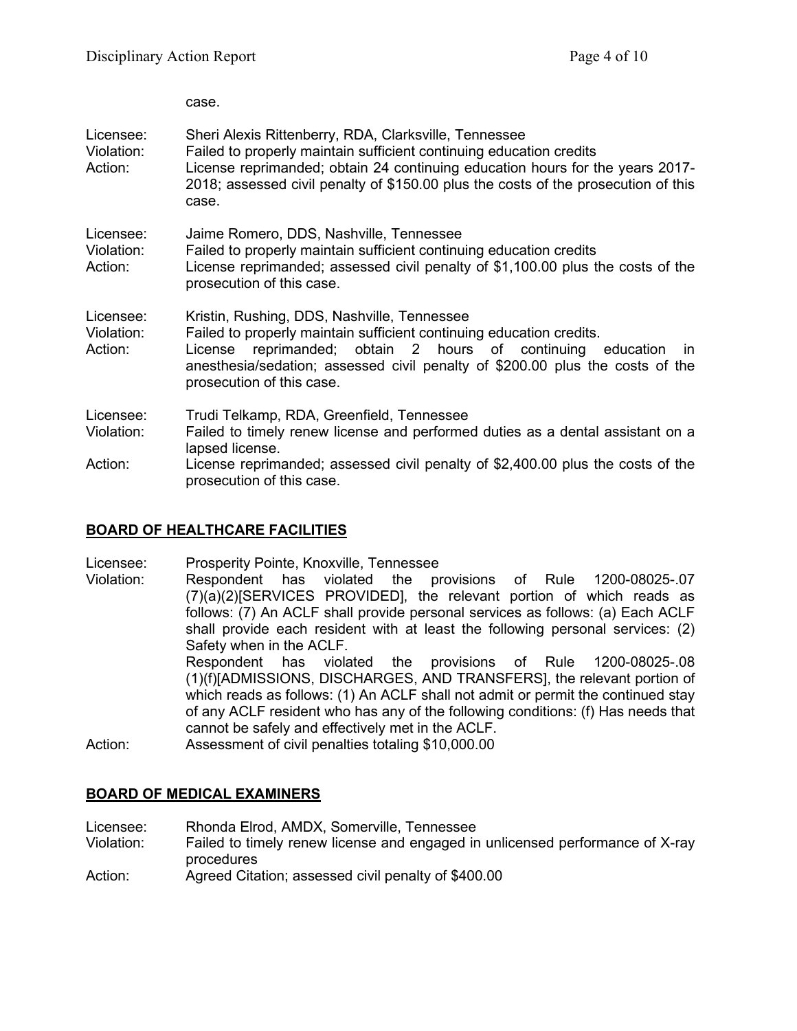case.

Licensee: Sheri Alexis Rittenberry, RDA, Clarksville, Tennessee
Violation: Failed to properly maintain sufficient continuing education credits
Action: License reprimanded; obtain 24 continuing education hours for the years 2017-2018; assessed civil penalty of $150.00 plus the costs of the prosecution of this case.

Licensee: Jaime Romero, DDS, Nashville, Tennessee
Violation: Failed to properly maintain sufficient continuing education credits
Action: License reprimanded; assessed civil penalty of $1,100.00 plus the costs of the prosecution of this case.

Licensee: Kristin, Rushing, DDS, Nashville, Tennessee
Violation: Failed to properly maintain sufficient continuing education credits.
Action: License reprimanded; obtain 2 hours of continuing education in anesthesia/sedation; assessed civil penalty of $200.00 plus the costs of the prosecution of this case.

Licensee: Trudi Telkamp, RDA, Greenfield, Tennessee
Violation: Failed to timely renew license and performed duties as a dental assistant on a lapsed license.
Action: License reprimanded; assessed civil penalty of $2,400.00 plus the costs of the prosecution of this case.

## BOARD OF HEALTHCARE FACILITIES

Licensee: Prosperity Pointe, Knoxville, Tennessee
Violation: Respondent has violated the provisions of Rule 1200-08025-.07 (7)(a)(2)[SERVICES PROVIDED], the relevant portion of which reads as follows: (7) An ACLF shall provide personal services as follows: (a) Each ACLF shall provide each resident with at least the following personal services: (2) Safety when in the ACLF.
Respondent has violated the provisions of Rule 1200-08025-.08 (1)(f)[ADMISSIONS, DISCHARGES, AND TRANSFERS], the relevant portion of which reads as follows: (1) An ACLF shall not admit or permit the continued stay of any ACLF resident who has any of the following conditions: (f) Has needs that cannot be safely and effectively met in the ACLF.
Action: Assessment of civil penalties totaling $10,000.00

## BOARD OF MEDICAL EXAMINERS

Licensee: Rhonda Elrod, AMDX, Somerville, Tennessee
Violation: Failed to timely renew license and engaged in unlicensed performance of X-ray procedures
Action: Agreed Citation; assessed civil penalty of $400.00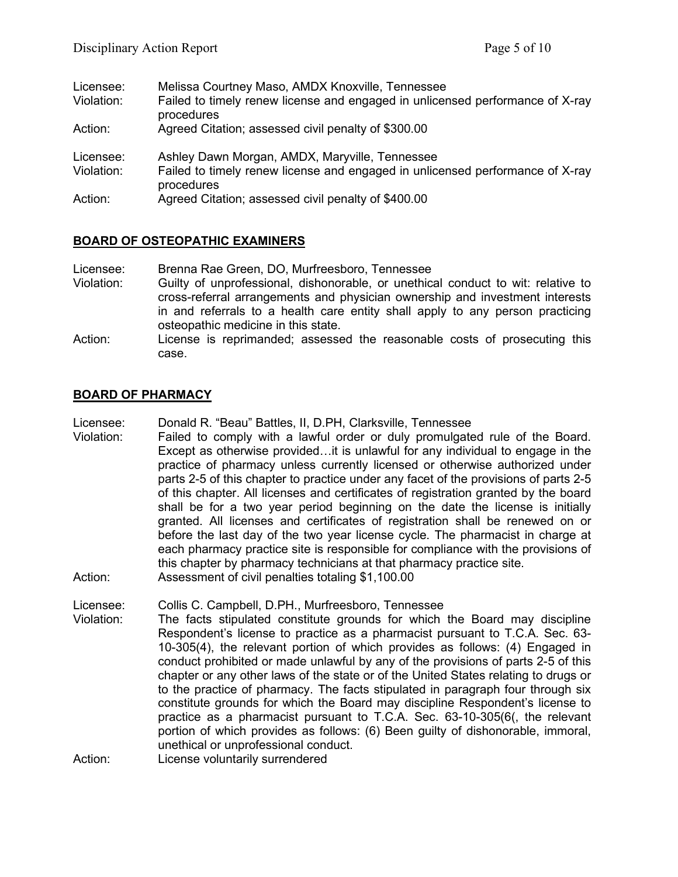Licensee: Melissa Courtney Maso, AMDX Knoxville, Tennessee
Violation: Failed to timely renew license and engaged in unlicensed performance of X-ray procedures
Action: Agreed Citation; assessed civil penalty of $300.00

Licensee: Ashley Dawn Morgan, AMDX, Maryville, Tennessee
Violation: Failed to timely renew license and engaged in unlicensed performance of X-ray procedures
Action: Agreed Citation; assessed civil penalty of $400.00

## BOARD OF OSTEOPATHIC EXAMINERS

Licensee: Brenna Rae Green, DO, Murfreesboro, Tennessee
Violation: Guilty of unprofessional, dishonorable, or unethical conduct to wit: relative to cross-referral arrangements and physician ownership and investment interests in and referrals to a health care entity shall apply to any person practicing osteopathic medicine in this state.
Action: License is reprimanded; assessed the reasonable costs of prosecuting this case.

## BOARD OF PHARMACY

Licensee: Donald R. "Beau" Battles, II, D.PH, Clarksville, Tennessee
Violation: Failed to comply with a lawful order or duly promulgated rule of the Board. Except as otherwise provided…it is unlawful for any individual to engage in the practice of pharmacy unless currently licensed or otherwise authorized under parts 2-5 of this chapter to practice under any facet of the provisions of parts 2-5 of this chapter. All licenses and certificates of registration granted by the board shall be for a two year period beginning on the date the license is initially granted. All licenses and certificates of registration shall be renewed on or before the last day of the two year license cycle. The pharmacist in charge at each pharmacy practice site is responsible for compliance with the provisions of this chapter by pharmacy technicians at that pharmacy practice site.
Action: Assessment of civil penalties totaling $1,100.00

Licensee: Collis C. Campbell, D.PH., Murfreesboro, Tennessee
Violation: The facts stipulated constitute grounds for which the Board may discipline Respondent's license to practice as a pharmacist pursuant to T.C.A. Sec. 63-10-305(4), the relevant portion of which provides as follows: (4) Engaged in conduct prohibited or made unlawful by any of the provisions of parts 2-5 of this chapter or any other laws of the state or of the United States relating to drugs or to the practice of pharmacy. The facts stipulated in paragraph four through six constitute grounds for which the Board may discipline Respondent's license to practice as a pharmacist pursuant to T.C.A. Sec. 63-10-305(6(, the relevant portion of which provides as follows: (6) Been guilty of dishonorable, immoral, unethical or unprofessional conduct.
Action: License voluntarily surrendered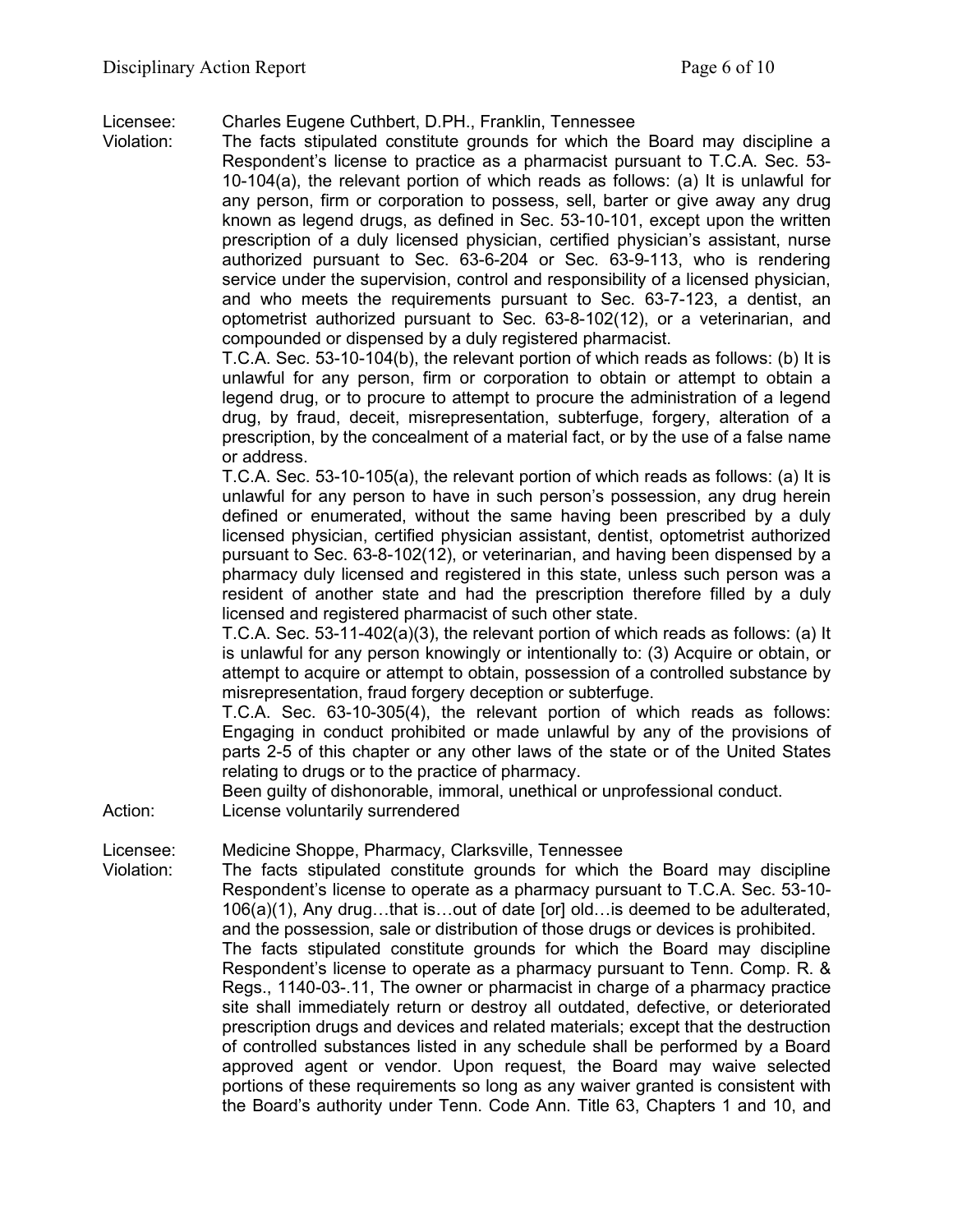Licensee: Charles Eugene Cuthbert, D.PH., Franklin, Tennessee

Violation: The facts stipulated constitute grounds for which the Board may discipline a Respondent's license to practice as a pharmacist pursuant to T.C.A. Sec. 53-10-104(a), the relevant portion of which reads as follows: (a) It is unlawful for any person, firm or corporation to possess, sell, barter or give away any drug known as legend drugs, as defined in Sec. 53-10-101, except upon the written prescription of a duly licensed physician, certified physician's assistant, nurse authorized pursuant to Sec. 63-6-204 or Sec. 63-9-113, who is rendering service under the supervision, control and responsibility of a licensed physician, and who meets the requirements pursuant to Sec. 63-7-123, a dentist, an optometrist authorized pursuant to Sec. 63-8-102(12), or a veterinarian, and compounded or dispensed by a duly registered pharmacist.

T.C.A. Sec. 53-10-104(b), the relevant portion of which reads as follows: (b) It is unlawful for any person, firm or corporation to obtain or attempt to obtain a legend drug, or to procure to attempt to procure the administration of a legend drug, by fraud, deceit, misrepresentation, subterfuge, forgery, alteration of a prescription, by the concealment of a material fact, or by the use of a false name or address.

T.C.A. Sec. 53-10-105(a), the relevant portion of which reads as follows: (a) It is unlawful for any person to have in such person's possession, any drug herein defined or enumerated, without the same having been prescribed by a duly licensed physician, certified physician assistant, dentist, optometrist authorized pursuant to Sec. 63-8-102(12), or veterinarian, and having been dispensed by a pharmacy duly licensed and registered in this state, unless such person was a resident of another state and had the prescription therefore filled by a duly licensed and registered pharmacist of such other state.

T.C.A. Sec. 53-11-402(a)(3), the relevant portion of which reads as follows: (a) It is unlawful for any person knowingly or intentionally to: (3) Acquire or obtain, or attempt to acquire or attempt to obtain, possession of a controlled substance by misrepresentation, fraud forgery deception or subterfuge.

T.C.A. Sec. 63-10-305(4), the relevant portion of which reads as follows: Engaging in conduct prohibited or made unlawful by any of the provisions of parts 2-5 of this chapter or any other laws of the state or of the United States relating to drugs or to the practice of pharmacy.

Been guilty of dishonorable, immoral, unethical or unprofessional conduct.

Action: License voluntarily surrendered

Licensee: Medicine Shoppe, Pharmacy, Clarksville, Tennessee

Violation: The facts stipulated constitute grounds for which the Board may discipline Respondent's license to operate as a pharmacy pursuant to T.C.A. Sec. 53-10-106(a)(1), Any drug…that is…out of date [or] old…is deemed to be adulterated, and the possession, sale or distribution of those drugs or devices is prohibited.

The facts stipulated constitute grounds for which the Board may discipline Respondent's license to operate as a pharmacy pursuant to Tenn. Comp. R. & Regs., 1140-03-.11, The owner or pharmacist in charge of a pharmacy practice site shall immediately return or destroy all outdated, defective, or deteriorated prescription drugs and devices and related materials; except that the destruction of controlled substances listed in any schedule shall be performed by a Board approved agent or vendor. Upon request, the Board may waive selected portions of these requirements so long as any waiver granted is consistent with the Board's authority under Tenn. Code Ann. Title 63, Chapters 1 and 10, and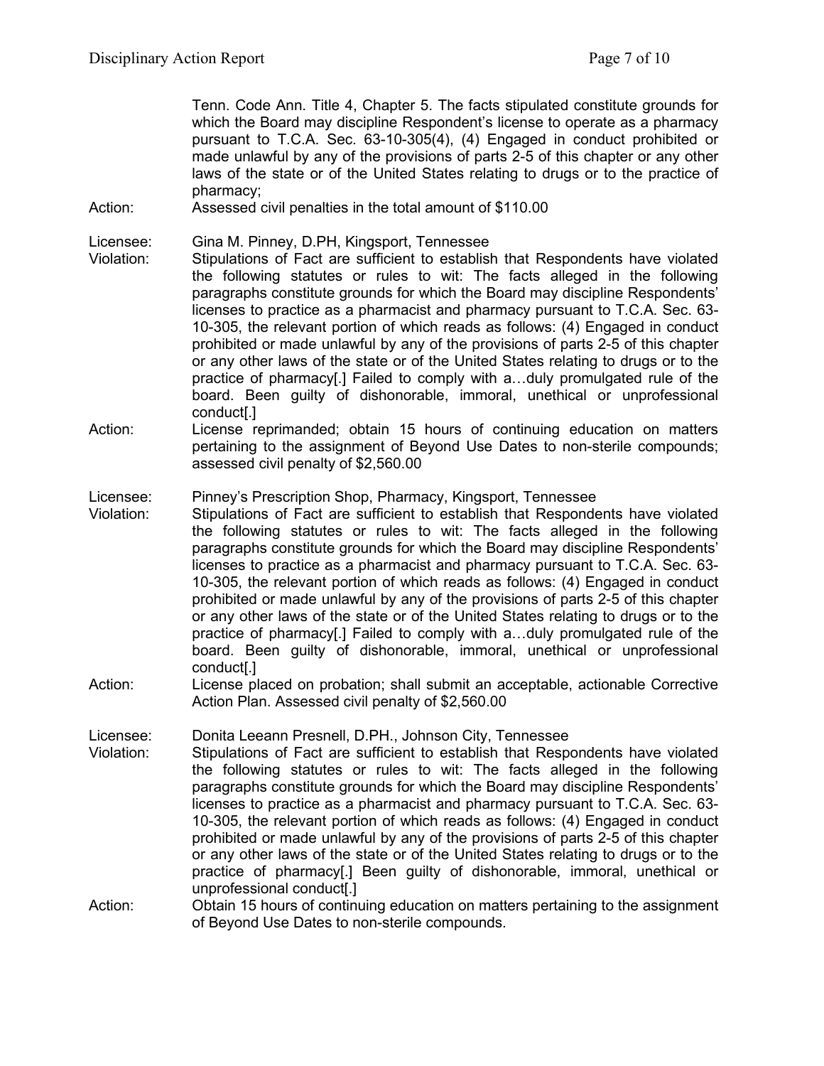Tenn. Code Ann. Title 4, Chapter 5. The facts stipulated constitute grounds for which the Board may discipline Respondent's license to operate as a pharmacy pursuant to T.C.A. Sec. 63-10-305(4), (4) Engaged in conduct prohibited or made unlawful by any of the provisions of parts 2-5 of this chapter or any other laws of the state or of the United States relating to drugs or to the practice of pharmacy;

Action: Assessed civil penalties in the total amount of $110.00

Licensee: Gina M. Pinney, D.PH, Kingsport, Tennessee

Violation: Stipulations of Fact are sufficient to establish that Respondents have violated the following statutes or rules to wit: The facts alleged in the following paragraphs constitute grounds for which the Board may discipline Respondents' licenses to practice as a pharmacist and pharmacy pursuant to T.C.A. Sec. 63-10-305, the relevant portion of which reads as follows: (4) Engaged in conduct prohibited or made unlawful by any of the provisions of parts 2-5 of this chapter or any other laws of the state or of the United States relating to drugs or to the practice of pharmacy[.] Failed to comply with a…duly promulgated rule of the board. Been guilty of dishonorable, immoral, unethical or unprofessional conduct[.]

Action: License reprimanded; obtain 15 hours of continuing education on matters pertaining to the assignment of Beyond Use Dates to non-sterile compounds; assessed civil penalty of $2,560.00

Licensee: Pinney's Prescription Shop, Pharmacy, Kingsport, Tennessee

Violation: Stipulations of Fact are sufficient to establish that Respondents have violated the following statutes or rules to wit: The facts alleged in the following paragraphs constitute grounds for which the Board may discipline Respondents' licenses to practice as a pharmacist and pharmacy pursuant to T.C.A. Sec. 63-10-305, the relevant portion of which reads as follows: (4) Engaged in conduct prohibited or made unlawful by any of the provisions of parts 2-5 of this chapter or any other laws of the state or of the United States relating to drugs or to the practice of pharmacy[.] Failed to comply with a…duly promulgated rule of the board. Been guilty of dishonorable, immoral, unethical or unprofessional conduct[.]

Action: License placed on probation; shall submit an acceptable, actionable Corrective Action Plan. Assessed civil penalty of $2,560.00

Licensee: Donita Leeann Presnell, D.PH., Johnson City, Tennessee

Violation: Stipulations of Fact are sufficient to establish that Respondents have violated the following statutes or rules to wit: The facts alleged in the following paragraphs constitute grounds for which the Board may discipline Respondents' licenses to practice as a pharmacist and pharmacy pursuant to T.C.A. Sec. 63-10-305, the relevant portion of which reads as follows: (4) Engaged in conduct prohibited or made unlawful by any of the provisions of parts 2-5 of this chapter or any other laws of the state or of the United States relating to drugs or to the practice of pharmacy[.] Been guilty of dishonorable, immoral, unethical or unprofessional conduct[.]

Action: Obtain 15 hours of continuing education on matters pertaining to the assignment of Beyond Use Dates to non-sterile compounds.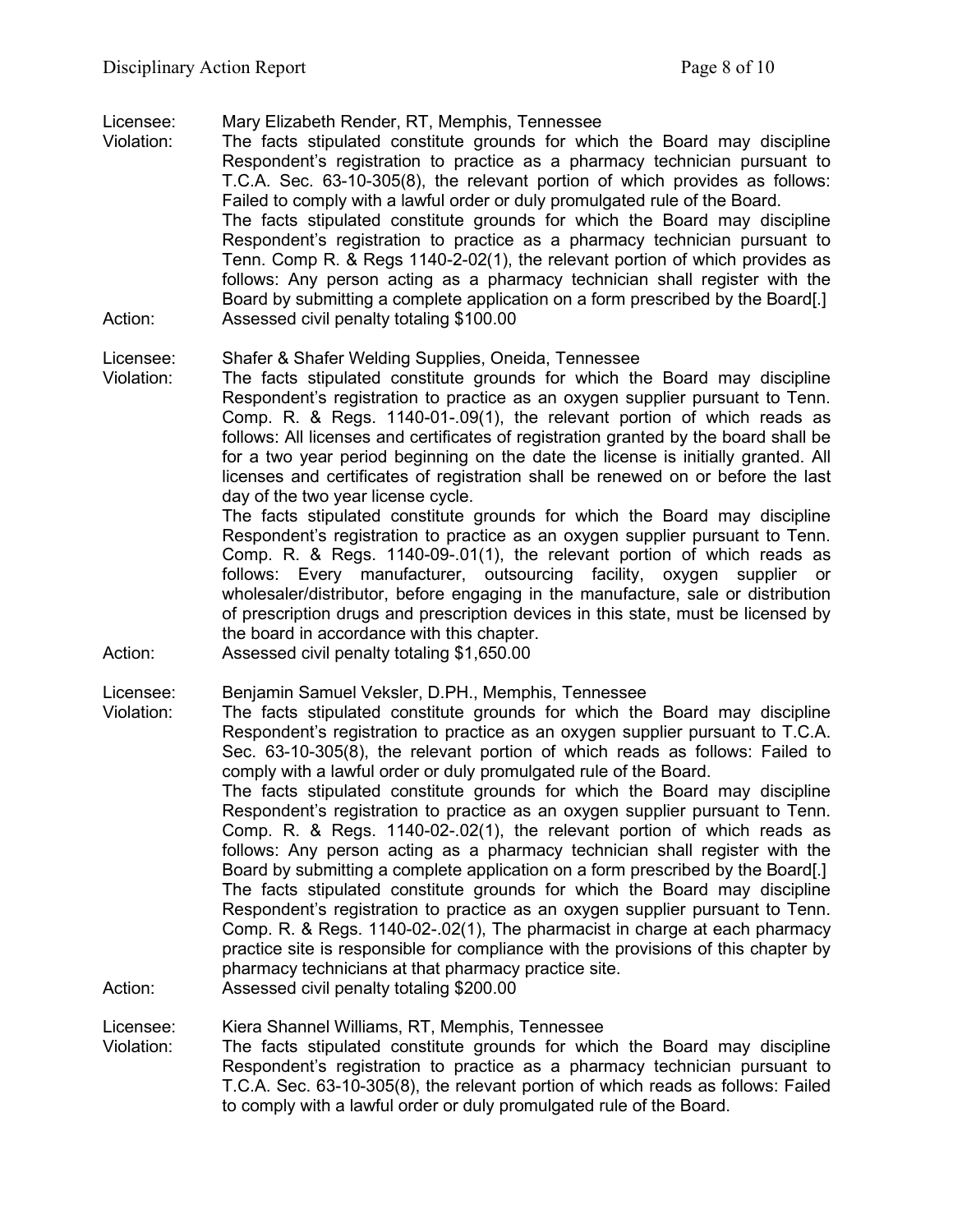Licensee: Mary Elizabeth Render, RT, Memphis, Tennessee

Violation: The facts stipulated constitute grounds for which the Board may discipline Respondent's registration to practice as a pharmacy technician pursuant to T.C.A. Sec. 63-10-305(8), the relevant portion of which provides as follows: Failed to comply with a lawful order or duly promulgated rule of the Board.
The facts stipulated constitute grounds for which the Board may discipline Respondent's registration to practice as a pharmacy technician pursuant to Tenn. Comp R. & Regs 1140-2-02(1), the relevant portion of which provides as follows: Any person acting as a pharmacy technician shall register with the Board by submitting a complete application on a form prescribed by the Board[.]

Action: Assessed civil penalty totaling $100.00

Licensee: Shafer & Shafer Welding Supplies, Oneida, Tennessee

Violation: The facts stipulated constitute grounds for which the Board may discipline Respondent's registration to practice as an oxygen supplier pursuant to Tenn. Comp. R. & Regs. 1140-01-.09(1), the relevant portion of which reads as follows: All licenses and certificates of registration granted by the board shall be for a two year period beginning on the date the license is initially granted. All licenses and certificates of registration shall be renewed on or before the last day of the two year license cycle.
The facts stipulated constitute grounds for which the Board may discipline Respondent's registration to practice as an oxygen supplier pursuant to Tenn. Comp. R. & Regs. 1140-09-.01(1), the relevant portion of which reads as follows: Every manufacturer, outsourcing facility, oxygen supplier or wholesaler/distributor, before engaging in the manufacture, sale or distribution of prescription drugs and prescription devices in this state, must be licensed by the board in accordance with this chapter.

Action: Assessed civil penalty totaling $1,650.00

Licensee: Benjamin Samuel Veksler, D.PH., Memphis, Tennessee

Violation: The facts stipulated constitute grounds for which the Board may discipline Respondent's registration to practice as an oxygen supplier pursuant to T.C.A. Sec. 63-10-305(8), the relevant portion of which reads as follows: Failed to comply with a lawful order or duly promulgated rule of the Board.
The facts stipulated constitute grounds for which the Board may discipline Respondent's registration to practice as an oxygen supplier pursuant to Tenn. Comp. R. & Regs. 1140-02-.02(1), the relevant portion of which reads as follows: Any person acting as a pharmacy technician shall register with the Board by submitting a complete application on a form prescribed by the Board[.]
The facts stipulated constitute grounds for which the Board may discipline Respondent's registration to practice as an oxygen supplier pursuant to Tenn. Comp. R. & Regs. 1140-02-.02(1), The pharmacist in charge at each pharmacy practice site is responsible for compliance with the provisions of this chapter by pharmacy technicians at that pharmacy practice site.

Action: Assessed civil penalty totaling $200.00

Licensee: Kiera Shannel Williams, RT, Memphis, Tennessee

Violation: The facts stipulated constitute grounds for which the Board may discipline Respondent's registration to practice as a pharmacy technician pursuant to T.C.A. Sec. 63-10-305(8), the relevant portion of which reads as follows: Failed to comply with a lawful order or duly promulgated rule of the Board.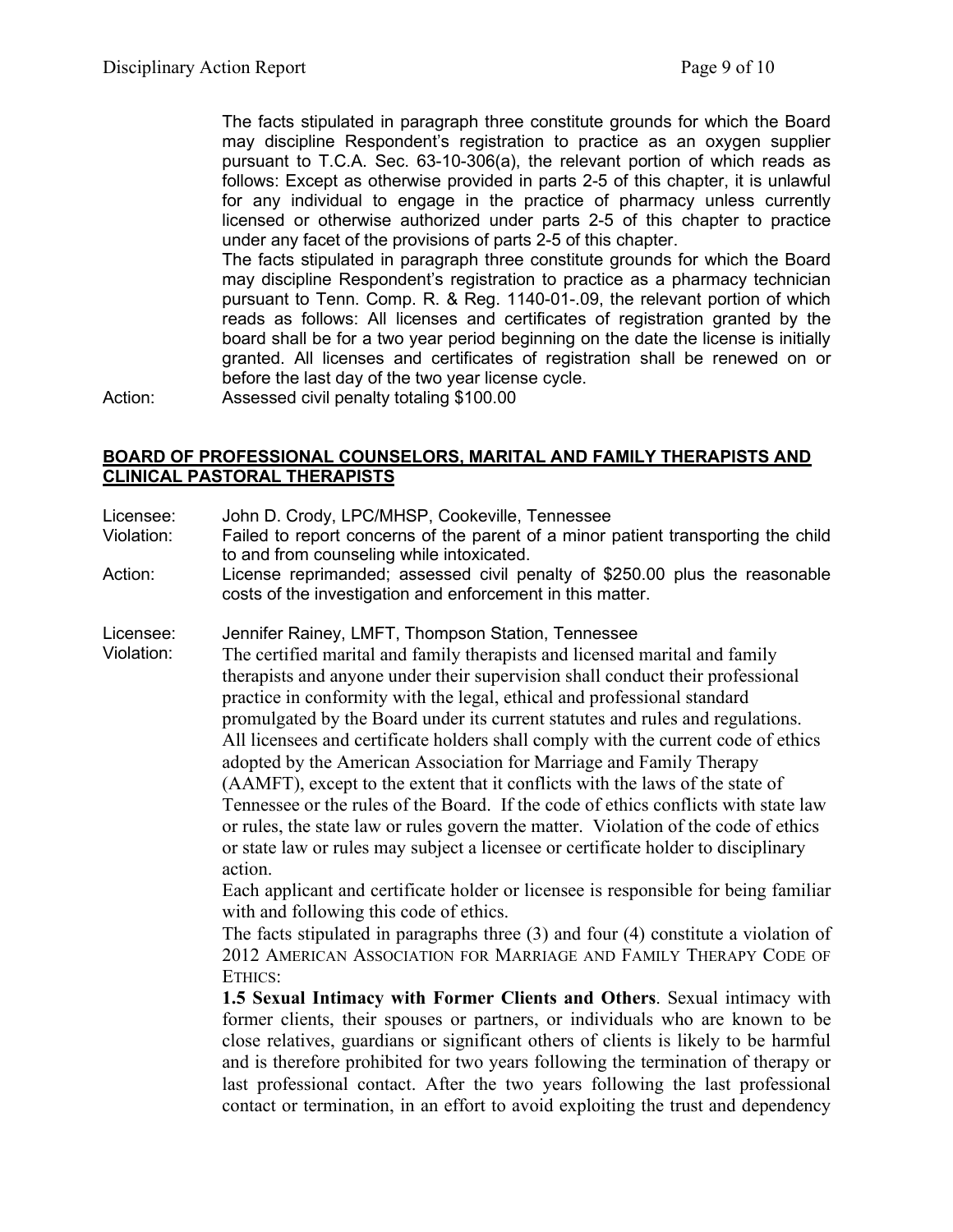The facts stipulated in paragraph three constitute grounds for which the Board may discipline Respondent's registration to practice as an oxygen supplier pursuant to T.C.A. Sec. 63-10-306(a), the relevant portion of which reads as follows: Except as otherwise provided in parts 2-5 of this chapter, it is unlawful for any individual to engage in the practice of pharmacy unless currently licensed or otherwise authorized under parts 2-5 of this chapter to practice under any facet of the provisions of parts 2-5 of this chapter.

The facts stipulated in paragraph three constitute grounds for which the Board may discipline Respondent's registration to practice as a pharmacy technician pursuant to Tenn. Comp. R. & Reg. 1140-01-.09, the relevant portion of which reads as follows: All licenses and certificates of registration granted by the board shall be for a two year period beginning on the date the license is initially granted. All licenses and certificates of registration shall be renewed on or before the last day of the two year license cycle.

Action: Assessed civil penalty totaling $100.00

## BOARD OF PROFESSIONAL COUNSELORS, MARITAL AND FAMILY THERAPISTS AND CLINICAL PASTORAL THERAPISTS

Licensee: John D. Crody, LPC/MHSP, Cookeville, Tennessee
Violation: Failed to report concerns of the parent of a minor patient transporting the child to and from counseling while intoxicated.
Action: License reprimanded; assessed civil penalty of $250.00 plus the reasonable costs of the investigation and enforcement in this matter.

Licensee: Jennifer Rainey, LMFT, Thompson Station, Tennessee
Violation: The certified marital and family therapists and licensed marital and family therapists and anyone under their supervision shall conduct their professional practice in conformity with the legal, ethical and professional standard promulgated by the Board under its current statutes and rules and regulations. All licensees and certificate holders shall comply with the current code of ethics adopted by the American Association for Marriage and Family Therapy (AAMFT), except to the extent that it conflicts with the laws of the state of Tennessee or the rules of the Board. If the code of ethics conflicts with state law or rules, the state law or rules govern the matter. Violation of the code of ethics or state law or rules may subject a licensee or certificate holder to disciplinary action.

Each applicant and certificate holder or licensee is responsible for being familiar with and following this code of ethics.

The facts stipulated in paragraphs three (3) and four (4) constitute a violation of 2012 AMERICAN ASSOCIATION FOR MARRIAGE AND FAMILY THERAPY CODE OF ETHICS:

**1.5 Sexual Intimacy with Former Clients and Others**. Sexual intimacy with former clients, their spouses or partners, or individuals who are known to be close relatives, guardians or significant others of clients is likely to be harmful and is therefore prohibited for two years following the termination of therapy or last professional contact. After the two years following the last professional contact or termination, in an effort to avoid exploiting the trust and dependency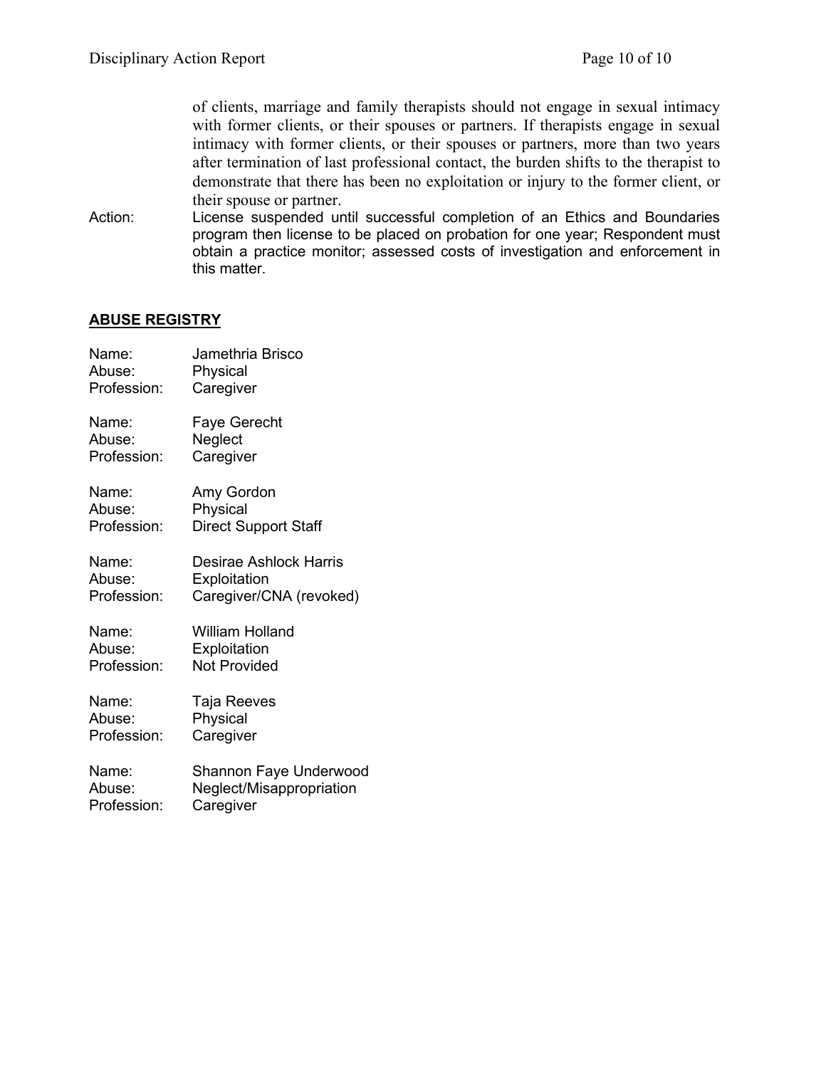of clients, marriage and family therapists should not engage in sexual intimacy with former clients, or their spouses or partners. If therapists engage in sexual intimacy with former clients, or their spouses or partners, more than two years after termination of last professional contact, the burden shifts to the therapist to demonstrate that there has been no exploitation or injury to the former client, or their spouse or partner.

Action: License suspended until successful completion of an Ethics and Boundaries program then license to be placed on probation for one year; Respondent must obtain a practice monitor; assessed costs of investigation and enforcement in this matter.

## ABUSE REGISTRY

Name: Jamethria Brisco
Abuse: Physical
Profession: Caregiver

Name: Faye Gerecht
Abuse: Neglect
Profession: Caregiver

Name: Amy Gordon
Abuse: Physical
Profession: Direct Support Staff

Name: Desirae Ashlock Harris
Abuse: Exploitation
Profession: Caregiver/CNA (revoked)

Name: William Holland
Abuse: Exploitation
Profession: Not Provided

Name: Taja Reeves
Abuse: Physical
Profession: Caregiver

Name: Shannon Faye Underwood
Abuse: Neglect/Misappropriation
Profession: Caregiver